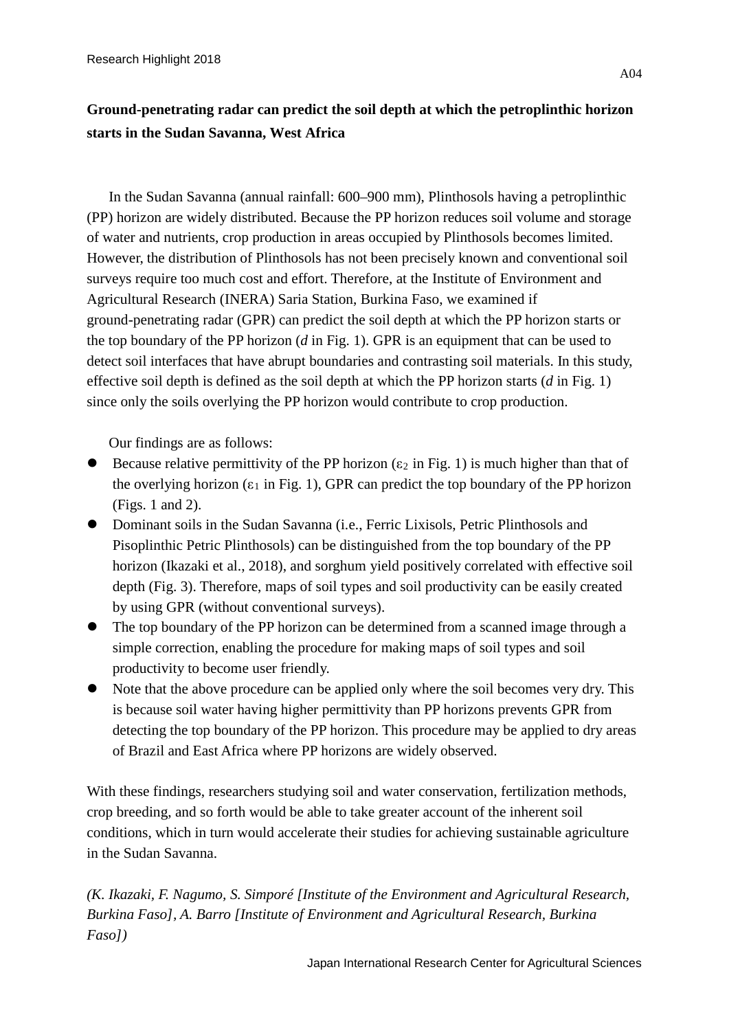# Ground-penetrating radar can predict the soil depth at which the petroplinthic horizon starts in the Sudan Savanna, West Africa

In the Sudan Savanna (annual rainfall: 600–900 mm), Plinthosols having a petroplinthic (PP) horizon are widely distributed. Because the PP horizon reduces soil volume and storage of water and nutrients, crop production in areas occupied by Plinthosols becomes limited. However, the distribution of Plinthosols has not been precisely known and conventional soil surveys require too much cost and effort. Therefore, at the Institute of Environment and Agricultural Research (INERA) Saria Station, Burkina Faso, we examined if ground-penetrating radar (GPR) can predict the soil depth at which the PP horizon starts or the top boundary of the PP horizon (*d* in Fig. 1). GPR is an equipment that can be used to detect soil interfaces that have abrupt boundaries and contrasting soil materials. In this study, effective soil depth is defined as the soil depth at which the PP horizon starts (*d* in Fig. 1) since only the soils overlying the PP horizon would contribute to crop production.

Our findings are as follows:

- Because relative permittivity of the PP horizon ($\varepsilon_2$ in Fig. 1) is much higher than that of the overlying horizon ($\varepsilon_1$ in Fig. 1), GPR can predict the top boundary of the PP horizon (Figs. 1 and 2).
- Dominant soils in the Sudan Savanna (i.e., Ferric Lixisols, Petric Plinthosols and Pisoplinthic Petric Plinthosols) can be distinguished from the top boundary of the PP horizon (Ikazaki et al., 2018), and sorghum yield positively correlated with effective soil depth (Fig. 3). Therefore, maps of soil types and soil productivity can be easily created by using GPR (without conventional surveys).
- The top boundary of the PP horizon can be determined from a scanned image through a simple correction, enabling the procedure for making maps of soil types and soil productivity to become user friendly.
- Note that the above procedure can be applied only where the soil becomes very dry. This is because soil water having higher permittivity than PP horizons prevents GPR from detecting the top boundary of the PP horizon. This procedure may be applied to dry areas of Brazil and East Africa where PP horizons are widely observed.

With these findings, researchers studying soil and water conservation, fertilization methods, crop breeding, and so forth would be able to take greater account of the inherent soil conditions, which in turn would accelerate their studies for achieving sustainable agriculture in the Sudan Savanna.

*(K. Ikazaki, F. Nagumo, S. Simporé [Institute of the Environment and Agricultural Research, Burkina Faso], A. Barro [Institute of Environment and Agricultural Research, Burkina Faso])*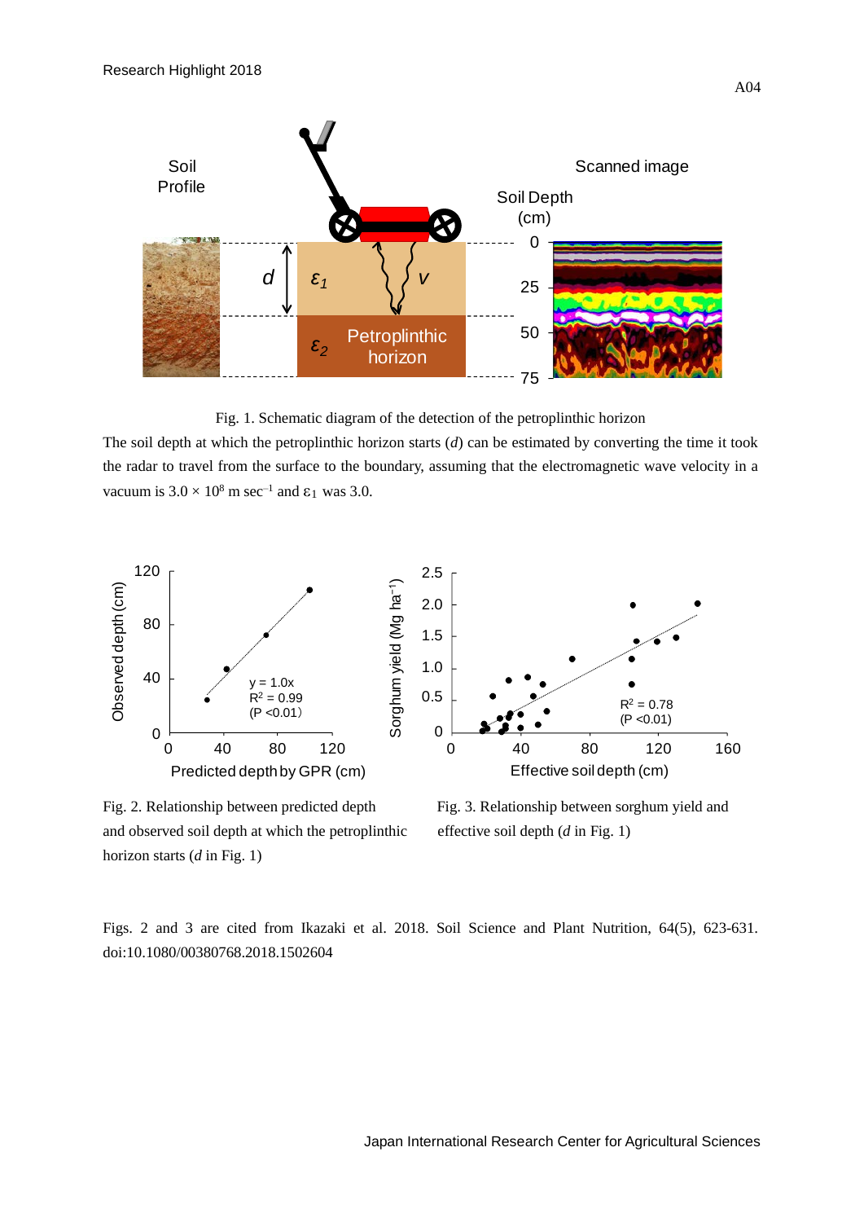Soil Profile

$d$

$\varepsilon_1$

$v$

$\varepsilon_2$

Petroplinthic horizon

Scanned image

Soil Depth (cm)

0

25

50

75

Fig. 1. Schematic diagram of the detection of the petroplinthic horizon

The soil depth at which the petroplinthic horizon starts ($d$) can be estimated by converting the time it took the radar to travel from the surface to the boundary, assuming that the electromagnetic wave velocity in a vacuum is $3.0 \times 10^8$ m sec$^{-1}$ and $\varepsilon_1$ was 3.0.

Observed depth (cm)

120

80

40

0

0 40 80 120

Predicted depth by GPR (cm)

y = 1.0x

$R^2$ = 0.99

(P <0.01)

Sorghum yield (Mg ha$^{-1}$)

2.5

2.0

1.5

1.0

0.5

0

0 40 80 120 160

Effective soil depth (cm)

$R^2$ = 0.78

(P <0.01)

Fig. 2. Relationship between predicted depth and observed soil depth at which the petroplinthic horizon starts ($d$ in Fig. 1)

Fig. 3. Relationship between sorghum yield and effective soil depth ($d$ in Fig. 1)

Figs. 2 and 3 are cited from Ikazaki et al. 2018. Soil Science and Plant Nutrition, 64(5), 623-631. doi:10.1080/00380768.2018.1502604